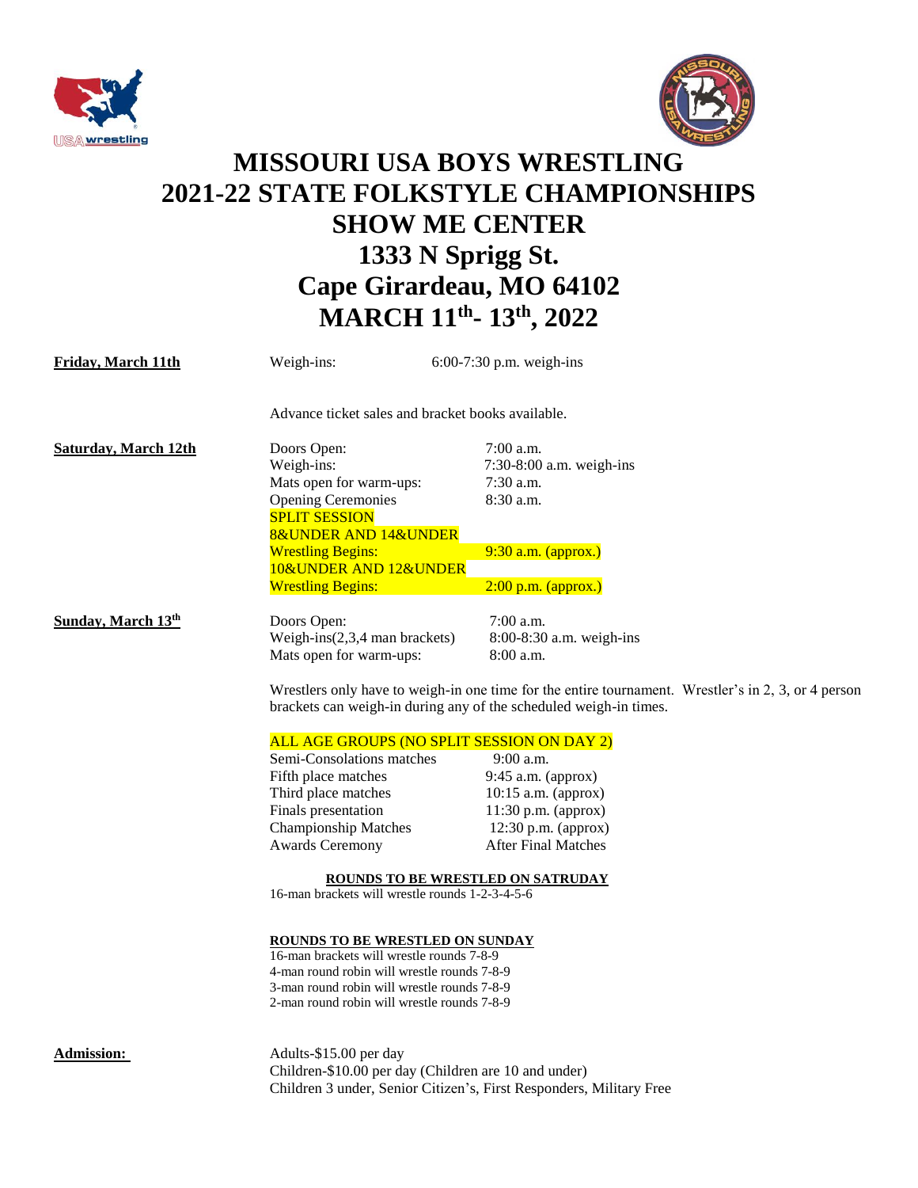# MISSOURI USA BOYS WRESTLING
# 2021-22 STATE FOLKSTYLE CHAMPIONSHIPS
# SHOW ME CENTER
# 1333 N Sprigg St.
# Cape Girardeau, MO 64102
# MARCH 11th- 13th, 2022

**Friday, March 11th**

Weigh-ins: 6:00-7:30 p.m. weigh-ins

Advance ticket sales and bracket books available.

**Saturday, March 12th**

Doors Open: 7:00 a.m.
Weigh-ins: 7:30-8:00 a.m. weigh-ins
Mats open for warm-ups: 7:30 a.m.
Opening Ceremonies 8:30 a.m.

SPLIT SESSION

8&UNDER AND 14&UNDER
Wrestling Begins: 9:30 a.m. (approx.)

10&UNDER AND 12&UNDER
Wrestling Begins: 2:00 p.m. (approx.)

**Sunday, March 13th**

Doors Open: 7:00 a.m.
Weigh-ins(2,3,4 man brackets) 8:00-8:30 a.m. weigh-ins
Mats open for warm-ups: 8:00 a.m.

Wrestlers only have to weigh-in one time for the entire tournament. Wrestler's in 2, 3, or 4 person brackets can weigh-in during any of the scheduled weigh-in times.

ALL AGE GROUPS (NO SPLIT SESSION ON DAY 2)

Semi-Consolations matches 9:00 a.m.
Fifth place matches 9:45 a.m. (approx)
Third place matches 10:15 a.m. (approx)
Finals presentation 11:30 p.m. (approx)
Championship Matches 12:30 p.m. (approx)
Awards Ceremony After Final Matches

**ROUNDS TO BE WRESTLED ON SATRUDAY**

16-man brackets will wrestle rounds 1-2-3-4-5-6

**ROUNDS TO BE WRESTLED ON SUNDAY**

16-man brackets will wrestle rounds 7-8-9
4-man round robin will wrestle rounds 7-8-9
3-man round robin will wrestle rounds 7-8-9
2-man round robin will wrestle rounds 7-8-9

**Admission:**

Adults-$15.00 per day
Children-$10.00 per day (Children are 10 and under)
Children 3 under, Senior Citizen's, First Responders, Military Free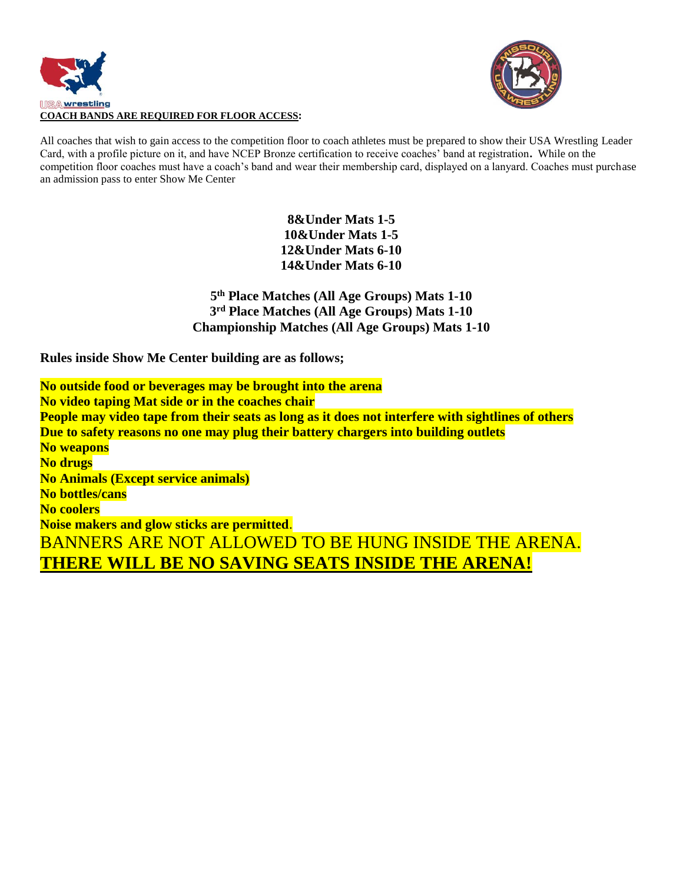**COACH BANDS ARE REQUIRED FOR FLOOR ACCESS:**

All coaches that wish to gain access to the competition floor to coach athletes must be prepared to show their USA Wrestling Leader Card, with a profile picture on it, and have NCEP Bronze certification to receive coaches' band at registration. While on the competition floor coaches must have a coach's band and wear their membership card, displayed on a lanyard. Coaches must purchase an admission pass to enter Show Me Center

**8&Under Mats 1-5**
**10&Under Mats 1-5**
**12&Under Mats 6-10**
**14&Under Mats 6-10**

**5th Place Matches (All Age Groups) Mats 1-10**
**3rd Place Matches (All Age Groups) Mats 1-10**
**Championship Matches (All Age Groups) Mats 1-10**

**Rules inside Show Me Center building are as follows;**

**No outside food or beverages may be brought into the arena**
**No video taping Mat side or in the coaches chair**
**People may video tape from their seats as long as it does not interfere with sightlines of others**
**Due to safety reasons no one may plug their battery chargers into building outlets**
**No weapons**
**No drugs**
**No Animals (Except service animals)**
**No bottles/cans**
**No coolers**
**Noise makers and glow sticks are permitted**.

BANNERS ARE NOT ALLOWED TO BE HUNG INSIDE THE ARENA.

**THERE WILL BE NO SAVING SEATS INSIDE THE ARENA!**